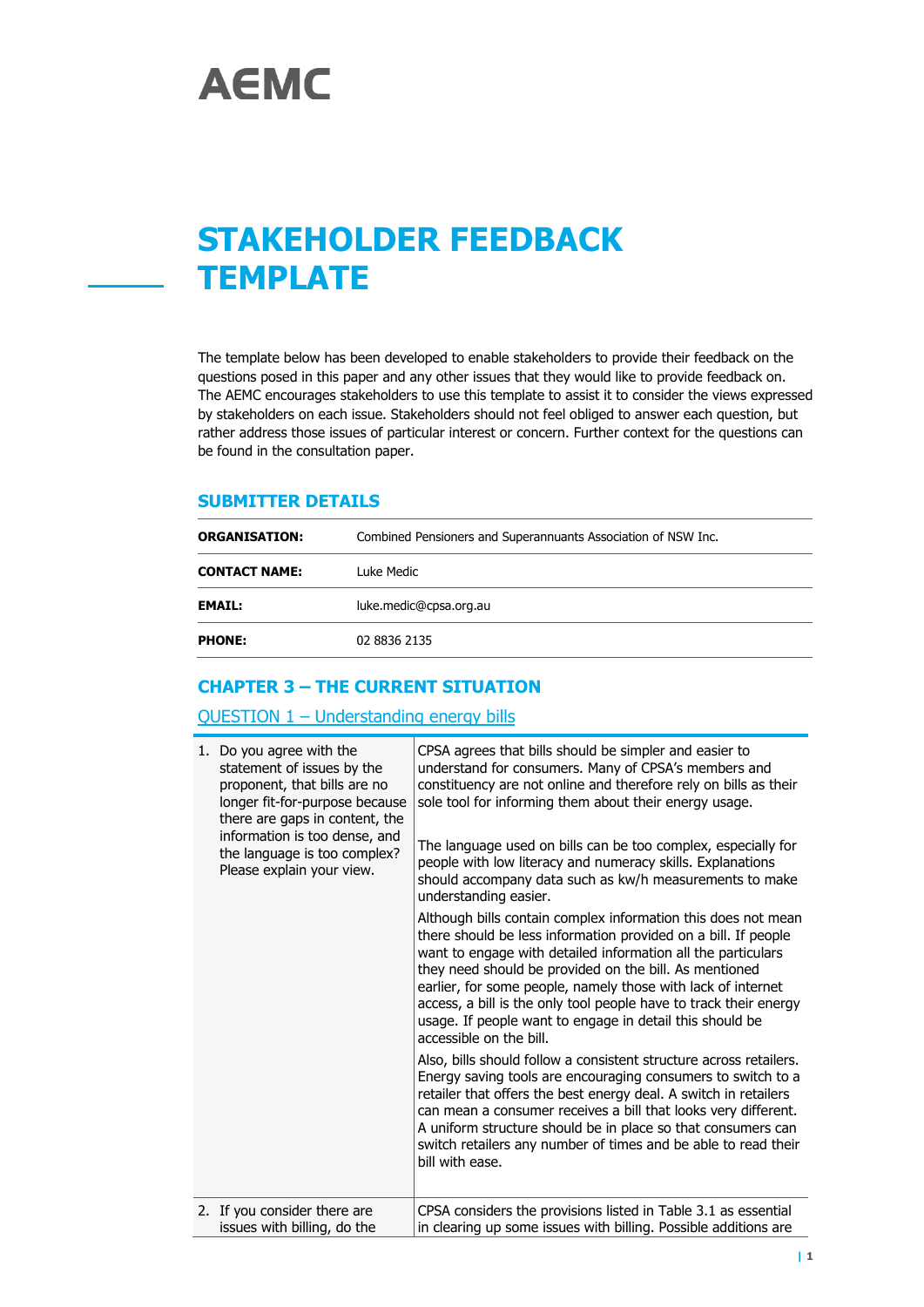AEMC

# STAKEHOLDER FEEDBACK TEMPLATE

The template below has been developed to enable stakeholders to provide their feedback on the questions posed in this paper and any other issues that they would like to provide feedback on. The AEMC encourages stakeholders to use this template to assist it to consider the views expressed by stakeholders on each issue. Stakeholders should not feel obliged to answer each question, but rather address those issues of particular interest or concern. Further context for the questions can be found in the consultation paper.

## SUBMITTER DETAILS

| | |
|---|---|
| **ORGANISATION:** | Combined Pensioners and Superannuants Association of NSW Inc. |
| **CONTACT NAME:** | Luke Medic |
| **EMAIL:** | luke.medic@cpsa.org.au |
| **PHONE:** | 02 8836 2135 |

## CHAPTER 3 – THE CURRENT SITUATION

### QUESTION 1 – Understanding energy bills

| | |
|---|---|
| 1. Do you agree with the statement of issues by the proponent, that bills are no longer fit-for-purpose because there are gaps in content, the information is too dense, and the language is too complex? Please explain your view. | CPSA agrees that bills should be simpler and easier to understand for consumers. Many of CPSA's members and constituency are not online and therefore rely on bills as their sole tool for informing them about their energy usage.<br><br>The language used on bills can be too complex, especially for people with low literacy and numeracy skills. Explanations should accompany data such as kw/h measurements to make understanding easier.<br><br>Although bills contain complex information this does not mean there should be less information provided on a bill. If people want to engage with detailed information all the particulars they need should be provided on the bill. As mentioned earlier, for some people, namely those with lack of internet access, a bill is the only tool people have to track their energy usage. If people want to engage in detail this should be accessible on the bill.<br><br>Also, bills should follow a consistent structure across retailers. Energy saving tools are encouraging consumers to switch to a retailer that offers the best energy deal. A switch in retailers can mean a consumer receives a bill that looks very different. A uniform structure should be in place so that consumers can switch retailers any number of times and be able to read their bill with ease. |
| 2. If you consider there are issues with billing, do the | CPSA considers the provisions listed in Table 3.1 as essential in clearing up some issues with billing. Possible additions are |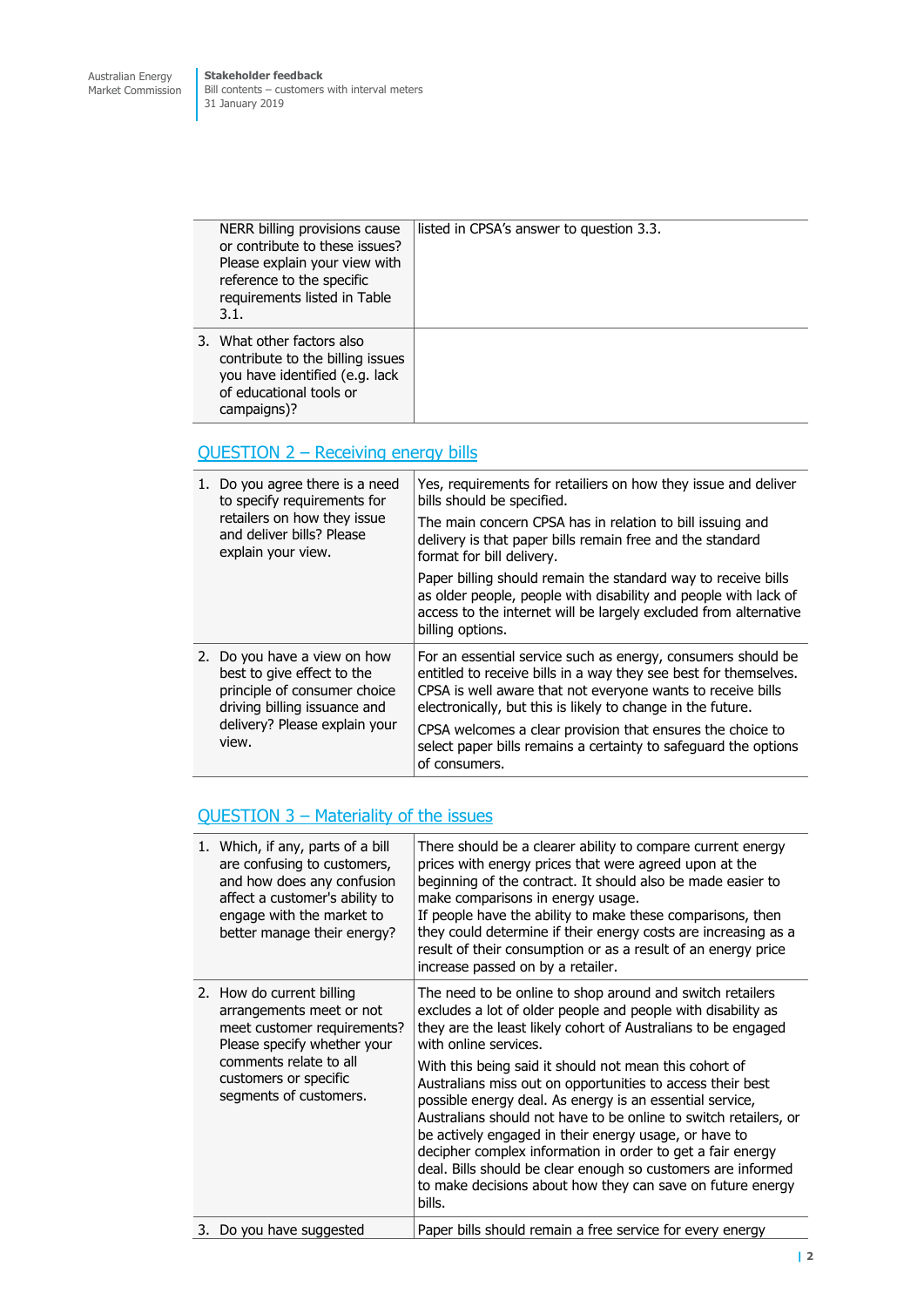| | |
|---|---|
| NERR billing provisions cause or contribute to these issues? Please explain your view with reference to the specific requirements listed in Table 3.1. | listed in CPSA's answer to question 3.3. |
| 3. What other factors also contribute to the billing issues you have identified (e.g. lack of educational tools or campaigns)? | |

## QUESTION 2 – Receiving energy bills

| | |
|---|---|
| 1. Do you agree there is a need to specify requirements for retailers on how they issue and deliver bills? Please explain your view. | Yes, requirements for retailers on how they issue and deliver bills should be specified.<br>The main concern CPSA has in relation to bill issuing and delivery is that paper bills remain free and the standard format for bill delivery.<br>Paper billing should remain the standard way to receive bills as older people, people with disability and people with lack of access to the internet will be largely excluded from alternative billing options. |
| 2. Do you have a view on how best to give effect to the principle of consumer choice driving billing issuance and delivery? Please explain your view. | For an essential service such as energy, consumers should be entitled to receive bills in a way they see best for themselves. CPSA is well aware that not everyone wants to receive bills electronically, but this is likely to change in the future.<br>CPSA welcomes a clear provision that ensures the choice to select paper bills remains a certainty to safeguard the options of consumers. |

## QUESTION 3 – Materiality of the issues

| | |
|---|---|
| 1. Which, if any, parts of a bill are confusing to customers, and how does any confusion affect a customer's ability to engage with the market to better manage their energy? | There should be a clearer ability to compare current energy prices with energy prices that were agreed upon at the beginning of the contract. It should also be made easier to make comparisons in energy usage.<br>If people have the ability to make these comparisons, then they could determine if their energy costs are increasing as a result of their consumption or as a result of an energy price increase passed on by a retailer. |
| 2. How do current billing arrangements meet or not meet customer requirements? Please specify whether your comments relate to all customers or specific segments of customers. | The need to be online to shop around and switch retailers excludes a lot of older people and people with disability as they are the least likely cohort of Australians to be engaged with online services.<br>With this being said it should not mean this cohort of Australians miss out on opportunities to access their best possible energy deal. As energy is an essential service, Australians should not have to be online to switch retailers, or be actively engaged in their energy usage, or have to decipher complex information in order to get a fair energy deal. Bills should be clear enough so customers are informed to make decisions about how they can save on future energy bills. |
| 3. Do you have suggested | Paper bills should remain a free service for every energy |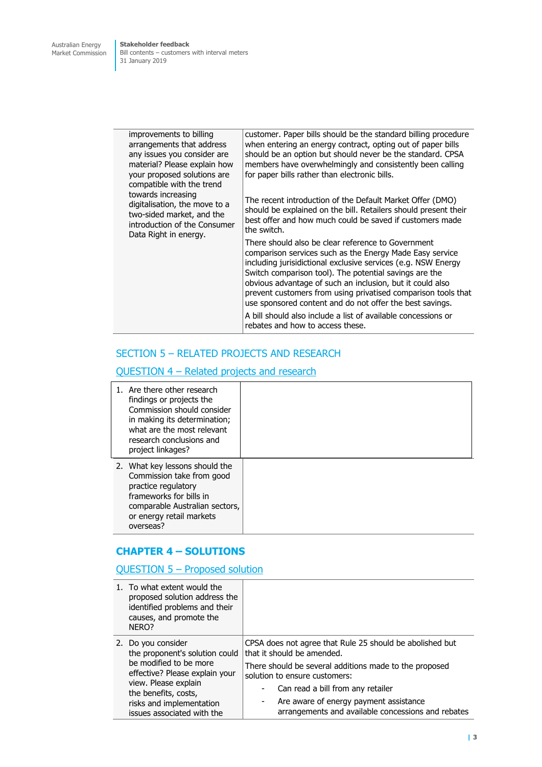| | |
|---|---|
| improvements to billing arrangements that address any issues you consider are material? Please explain how your proposed solutions are compatible with the trend towards increasing digitalisation, the move to a two-sided market, and the introduction of the Consumer Data Right in energy. | customer. Paper bills should be the standard billing procedure when entering an energy contract, opting out of paper bills should be an option but should never be the standard. CPSA members have overwhelmingly and consistently been calling for paper bills rather than electronic bills.<br><br>The recent introduction of the Default Market Offer (DMO) should be explained on the bill. Retailers should present their best offer and how much could be saved if customers made the switch.<br><br>There should also be clear reference to Government comparison services such as the Energy Made Easy service including jurisidictional exclusive services (e.g. NSW Energy Switch comparison tool). The potential savings are the obvious advantage of such an inclusion, but it could also prevent customers from using privatised comparison tools that use sponsored content and do not offer the best savings.<br><br>A bill should also include a list of available concessions or rebates and how to access these. |

## SECTION 5 – RELATED PROJECTS AND RESEARCH

### QUESTION 4 – Related projects and research

| | |
|---|---|
| 1. Are there other research findings or projects the Commission should consider in making its determination; what are the most relevant research conclusions and project linkages? | |
| 2. What key lessons should the Commission take from good practice regulatory frameworks for bills in comparable Australian sectors, or energy retail markets overseas? | |

## CHAPTER 4 – SOLUTIONS

### QUESTION 5 – Proposed solution

| | |
|---|---|
| 1. To what extent would the proposed solution address the identified problems and their causes, and promote the NERO? | |
| 2. Do you consider the proponent's solution could be modified to be more effective? Please explain your view. Please explain the benefits, costs, risks and implementation issues associated with the | CPSA does not agree that Rule 25 should be abolished but that it should be amended.<br><br>There should be several additions made to the proposed solution to ensure customers:<br>- Can read a bill from any retailer<br>- Are aware of energy payment assistance arrangements and available concessions and rebates |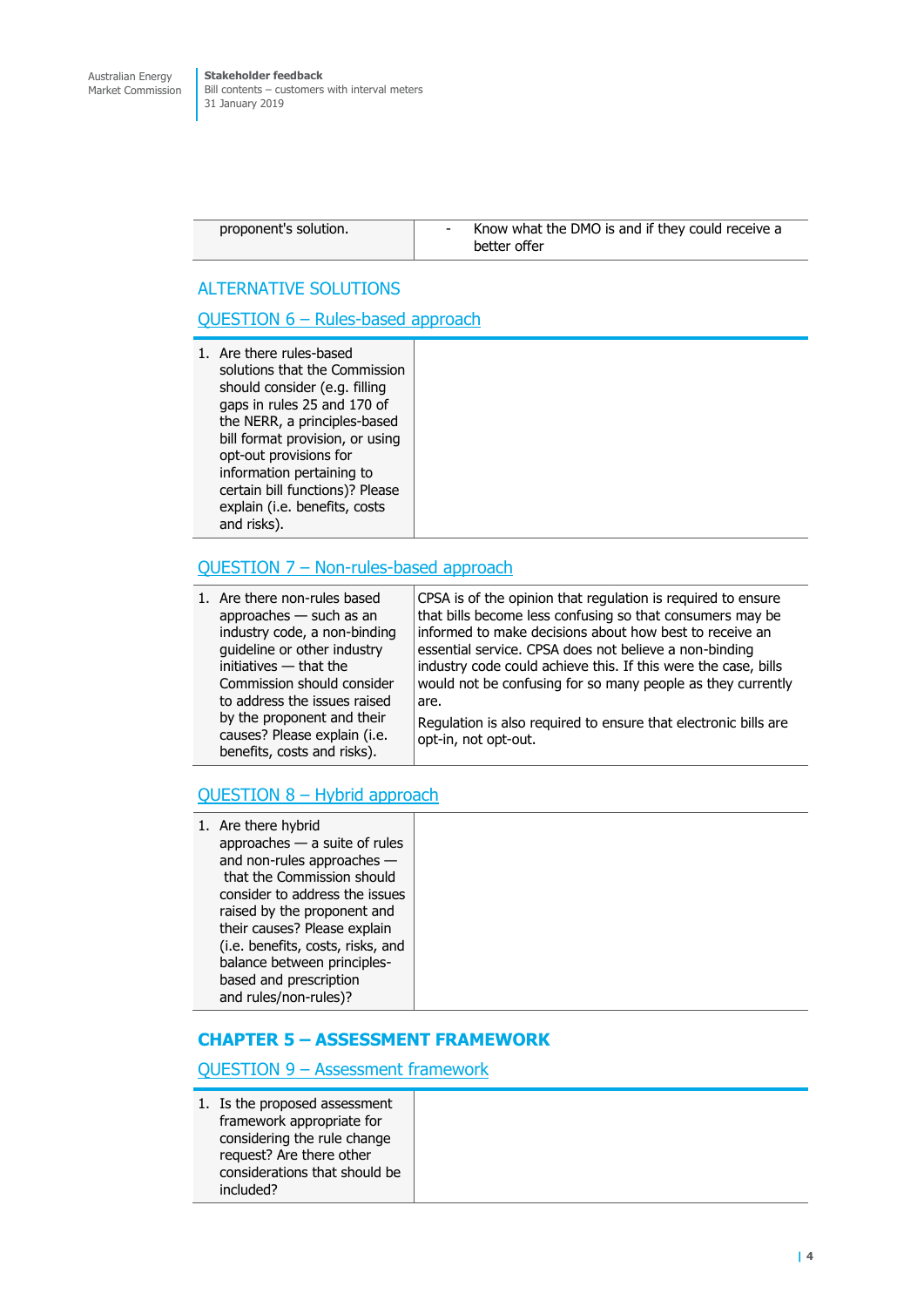| | |
|---|---|
| proponent's solution. | - Know what the DMO is and if they could receive a better offer |

## ALTERNATIVE SOLUTIONS

### QUESTION 6 – Rules-based approach

| | |
|---|---|
| 1. Are there rules-based solutions that the Commission should consider (e.g. filling gaps in rules 25 and 170 of the NERR, a principles-based bill format provision, or using opt-out provisions for information pertaining to certain bill functions)? Please explain (i.e. benefits, costs and risks). | |

### QUESTION 7 – Non-rules-based approach

| | |
|---|---|
| 1. Are there non-rules based approaches — such as an industry code, a non-binding guideline or other industry initiatives — that the Commission should consider to address the issues raised by the proponent and their causes? Please explain (i.e. benefits, costs and risks). | CPSA is of the opinion that regulation is required to ensure that bills become less confusing so that consumers may be informed to make decisions about how best to receive an essential service. CPSA does not believe a non-binding industry code could achieve this. If this were the case, bills would not be confusing for so many people as they currently are.<br><br>Regulation is also required to ensure that electronic bills are opt-in, not opt-out. |

### QUESTION 8 – Hybrid approach

| | |
|---|---|
| 1. Are there hybrid approaches — a suite of rules and non-rules approaches — that the Commission should consider to address the issues raised by the proponent and their causes? Please explain (i.e. benefits, costs, risks, and balance between principles-based and prescription and rules/non-rules)? | |

## CHAPTER 5 – ASSESSMENT FRAMEWORK

### QUESTION 9 – Assessment framework

| | |
|---|---|
| 1. Is the proposed assessment framework appropriate for considering the rule change request? Are there other considerations that should be included? | |